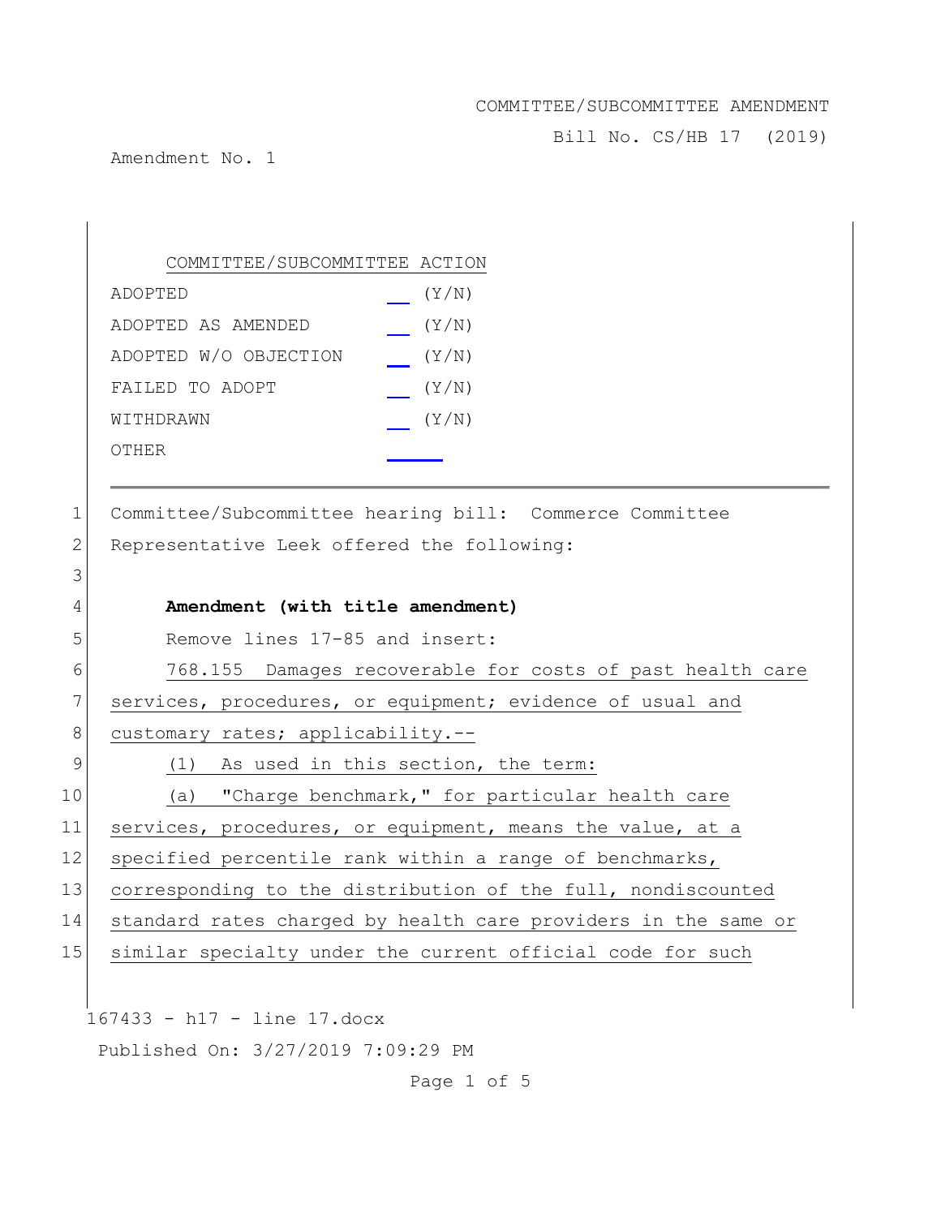COMMITTEE/SUBCOMMITTEE AMENDMENT

Bill No. CS/HB 17 (2019)

Amendment No. 1

| COMMITTEE/SUBCOMMITTEE ACTION | |
|---|---|
| ADOPTED | __ (Y/N) |
| ADOPTED AS AMENDED | __ (Y/N) |
| ADOPTED W/O OBJECTION | __ (Y/N) |
| FAILED TO ADOPT | __ (Y/N) |
| WITHDRAWN | __ (Y/N) |
| OTHER | ____ |

---

1 Committee/Subcommittee hearing bill: Commerce Committee
2 Representative Leek offered the following:
3
4 **Amendment (with title amendment)**
5 Remove lines 17-85 and insert:
6 768.155 Damages recoverable for costs of past health care
7 services, procedures, or equipment; evidence of usual and
8 customary rates; applicability.--
9 (1) As used in this section, the term:
10 (a) "Charge benchmark," for particular health care
11 services, procedures, or equipment, means the value, at a
12 specified percentile rank within a range of benchmarks,
13 corresponding to the distribution of the full, nondiscounted
14 standard rates charged by health care providers in the same or
15 similar specialty under the current official code for such

167433 - h17 - line 17.docx

Published On: 3/27/2019 7:09:29 PM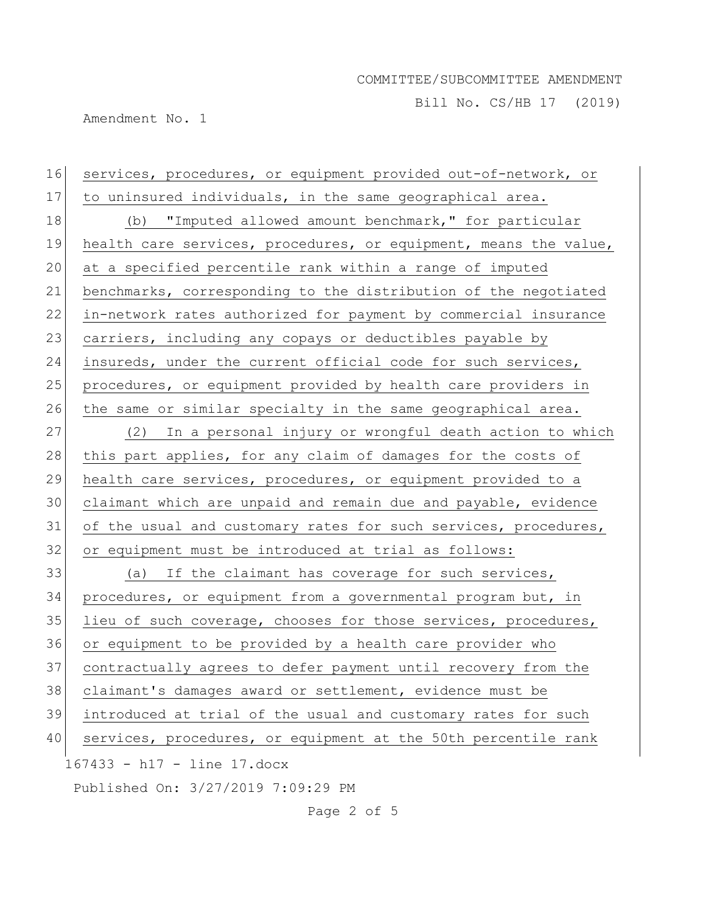services, procedures, or equipment provided out-of-network, or to uninsured individuals, in the same geographical area.

(b) "Imputed allowed amount benchmark," for particular health care services, procedures, or equipment, means the value, at a specified percentile rank within a range of imputed benchmarks, corresponding to the distribution of the negotiated in-network rates authorized for payment by commercial insurance carriers, including any copays or deductibles payable by insureds, under the current official code for such services, procedures, or equipment provided by health care providers in the same or similar specialty in the same geographical area.

(2) In a personal injury or wrongful death action to which this part applies, for any claim of damages for the costs of health care services, procedures, or equipment provided to a claimant which are unpaid and remain due and payable, evidence of the usual and customary rates for such services, procedures, or equipment must be introduced at trial as follows:

(a) If the claimant has coverage for such services, procedures, or equipment from a governmental program but, in lieu of such coverage, chooses for those services, procedures, or equipment to be provided by a health care provider who contractually agrees to defer payment until recovery from the claimant's damages award or settlement, evidence must be introduced at trial of the usual and customary rates for such services, procedures, or equipment at the 50th percentile rank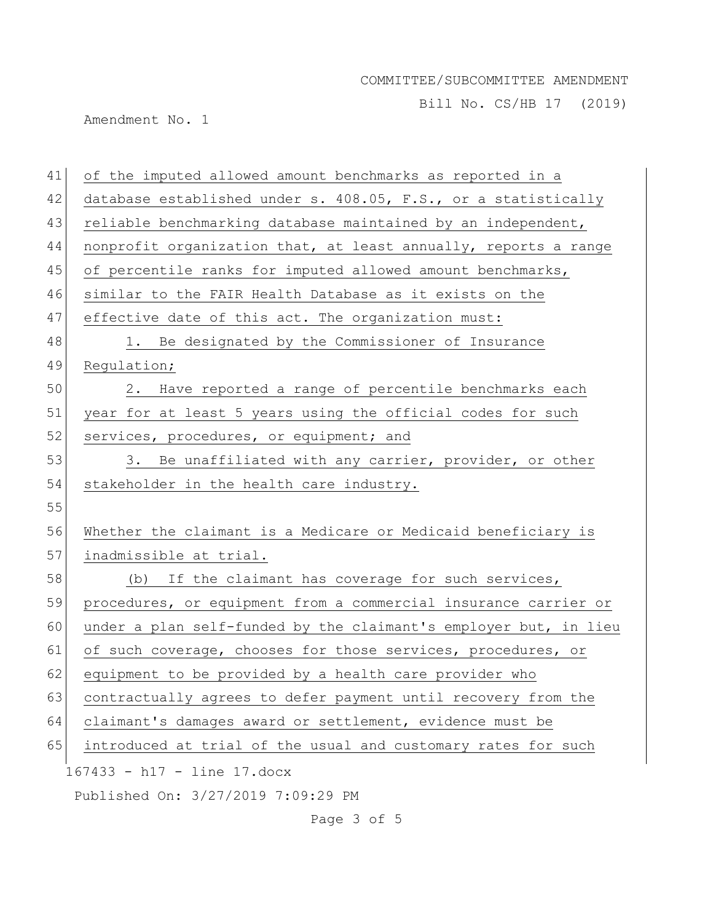of the imputed allowed amount benchmarks as reported in a database established under s. 408.05, F.S., or a statistically reliable benchmarking database maintained by an independent, nonprofit organization that, at least annually, reports a range of percentile ranks for imputed allowed amount benchmarks, similar to the FAIR Health Database as it exists on the effective date of this act. The organization must:

1. Be designated by the Commissioner of Insurance Regulation;
2. Have reported a range of percentile benchmarks each year for at least 5 years using the official codes for such services, procedures, or equipment; and
3. Be unaffiliated with any carrier, provider, or other stakeholder in the health care industry.

Whether the claimant is a Medicare or Medicaid beneficiary is inadmissible at trial.

(b) If the claimant has coverage for such services, procedures, or equipment from a commercial insurance carrier or under a plan self-funded by the claimant's employer but, in lieu of such coverage, chooses for those services, procedures, or equipment to be provided by a health care provider who contractually agrees to defer payment until recovery from the claimant's damages award or settlement, evidence must be introduced at trial of the usual and customary rates for such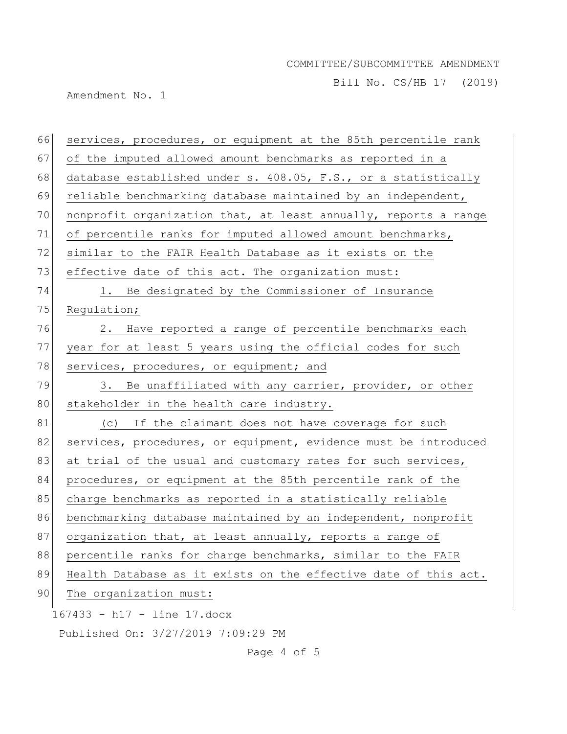services, procedures, or equipment at the 85th percentile rank of the imputed allowed amount benchmarks as reported in a database established under s. 408.05, F.S., or a statistically reliable benchmarking database maintained by an independent, nonprofit organization that, at least annually, reports a range of percentile ranks for imputed allowed amount benchmarks, similar to the FAIR Health Database as it exists on the effective date of this act. The organization must:

1. Be designated by the Commissioner of Insurance Regulation;

2. Have reported a range of percentile benchmarks each year for at least 5 years using the official codes for such services, procedures, or equipment; and

3. Be unaffiliated with any carrier, provider, or other stakeholder in the health care industry.

(c) If the claimant does not have coverage for such services, procedures, or equipment, evidence must be introduced at trial of the usual and customary rates for such services, procedures, or equipment at the 85th percentile rank of the charge benchmarks as reported in a statistically reliable benchmarking database maintained by an independent, nonprofit organization that, at least annually, reports a range of percentile ranks for charge benchmarks, similar to the FAIR Health Database as it exists on the effective date of this act. The organization must: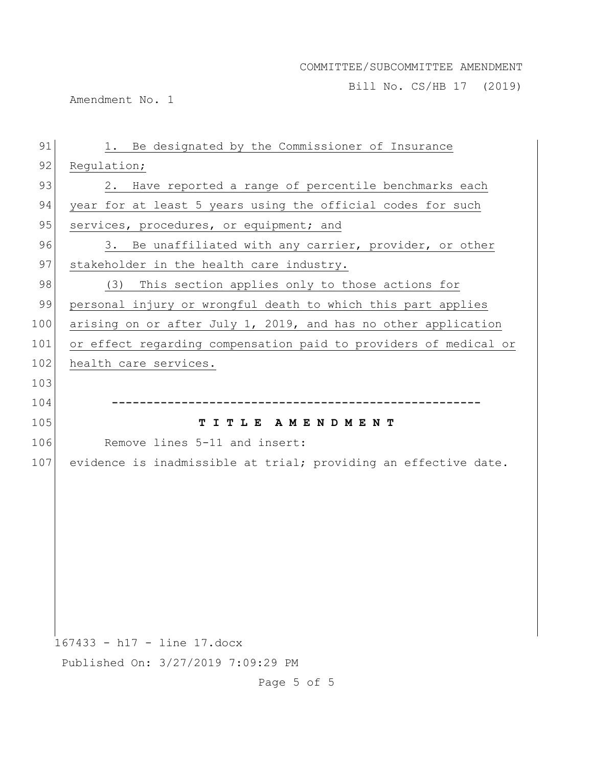1. Be designated by the Commissioner of Insurance Regulation;

2. Have reported a range of percentile benchmarks each year for at least 5 years using the official codes for such services, procedures, or equipment; and

3. Be unaffiliated with any carrier, provider, or other stakeholder in the health care industry.

(3) This section applies only to those actions for personal injury or wrongful death to which this part applies arising on or after July 1, 2019, and has no other application or effect regarding compensation paid to providers of medical or health care services.

---

**T I T L E A M E N D M E N T**

Remove lines 5-11 and insert:

evidence is inadmissible at trial; providing an effective date.